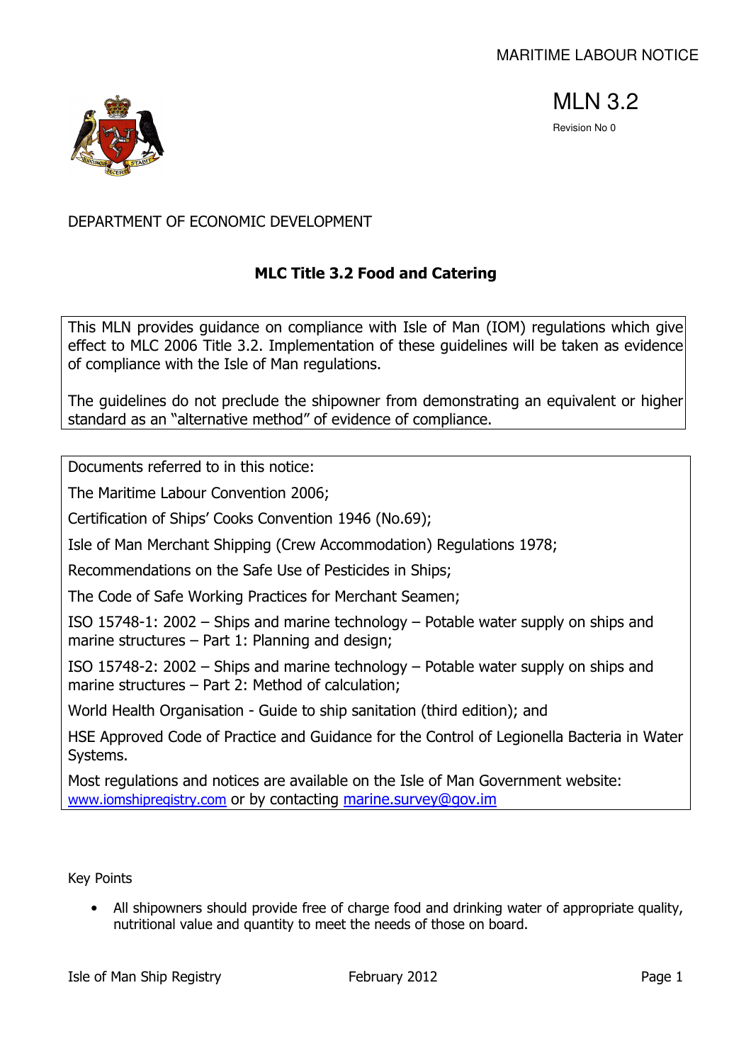MARITIME LABOUR NOTICE

# MLN 3.2

Revision No 0

DEPARTMENT OF ECONOMIC DEVELOPMENT

## MLC Title 3.2 Food and Catering

This MLN provides guidance on compliance with Isle of Man (IOM) regulations which give effect to MLC 2006 Title 3.2. Implementation of these guidelines will be taken as evidence of compliance with the Isle of Man regulations.

The guidelines do not preclude the shipowner from demonstrating an equivalent or higher standard as an "alternative method" of evidence of compliance.

Documents referred to in this notice:

The Maritime Labour Convention 2006;

Certification of Ships' Cooks Convention 1946 (No.69);

Isle of Man Merchant Shipping (Crew Accommodation) Regulations 1978;

Recommendations on the Safe Use of Pesticides in Ships;

The Code of Safe Working Practices for Merchant Seamen;

ISO 15748-1: 2002 – Ships and marine technology – Potable water supply on ships and marine structures – Part 1: Planning and design;

ISO 15748-2: 2002 – Ships and marine technology – Potable water supply on ships and marine structures – Part 2: Method of calculation;

World Health Organisation - Guide to ship sanitation (third edition); and

HSE Approved Code of Practice and Guidance for the Control of Legionella Bacteria in Water Systems.

Most regulations and notices are available on the Isle of Man Government website: [www.iomshipregistry.com](http://www.iomshipregistry.com) or by contacting [marine.survey@gov.im](mailto:marine.survey@gov.im)

Key Points

- All shipowners should provide free of charge food and drinking water of appropriate quality, nutritional value and quantity to meet the needs of those on board.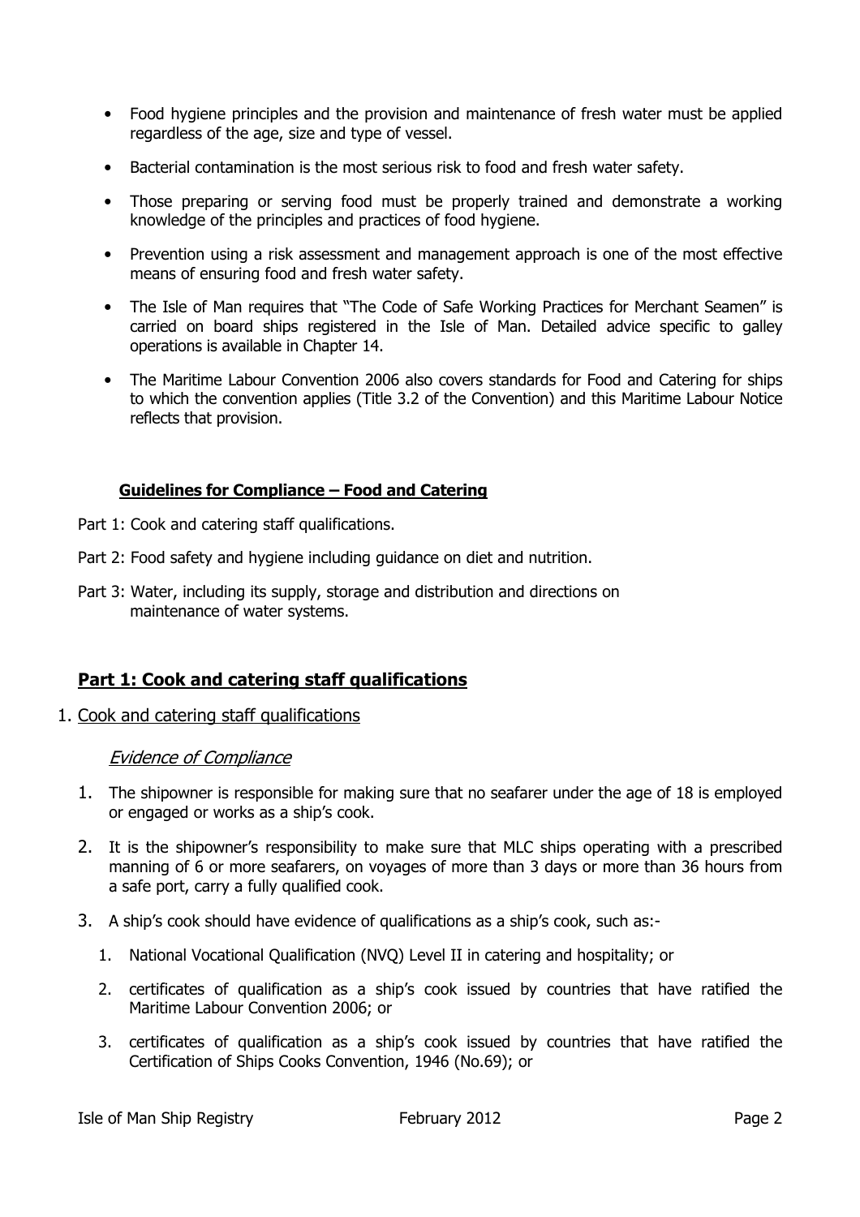- Food hygiene principles and the provision and maintenance of fresh water must be applied regardless of the age, size and type of vessel.
- Bacterial contamination is the most serious risk to food and fresh water safety.
- Those preparing or serving food must be properly trained and demonstrate a working knowledge of the principles and practices of food hygiene.
- Prevention using a risk assessment and management approach is one of the most effective means of ensuring food and fresh water safety.
- The Isle of Man requires that "The Code of Safe Working Practices for Merchant Seamen" is carried on board ships registered in the Isle of Man. Detailed advice specific to galley operations is available in Chapter 14.
- The Maritime Labour Convention 2006 also covers standards for Food and Catering for ships to which the convention applies (Title 3.2 of the Convention) and this Maritime Labour Notice reflects that provision.

### Guidelines for Compliance – Food and Catering

Part 1: Cook and catering staff qualifications.

Part 2: Food safety and hygiene including guidance on diet and nutrition.

Part 3: Water, including its supply, storage and distribution and directions on maintenance of water systems.

## Part 1: Cook and catering staff qualifications

1. Cook and catering staff qualifications

*Evidence of Compliance*

1. The shipowner is responsible for making sure that no seafarer under the age of 18 is employed or engaged or works as a ship's cook.
2. It is the shipowner's responsibility to make sure that MLC ships operating with a prescribed manning of 6 or more seafarers, on voyages of more than 3 days or more than 36 hours from a safe port, carry a fully qualified cook.
3. A ship's cook should have evidence of qualifications as a ship's cook, such as:-
   1. National Vocational Qualification (NVQ) Level II in catering and hospitality; or
   2. certificates of qualification as a ship's cook issued by countries that have ratified the Maritime Labour Convention 2006; or
   3. certificates of qualification as a ship's cook issued by countries that have ratified the Certification of Ships Cooks Convention, 1946 (No.69); or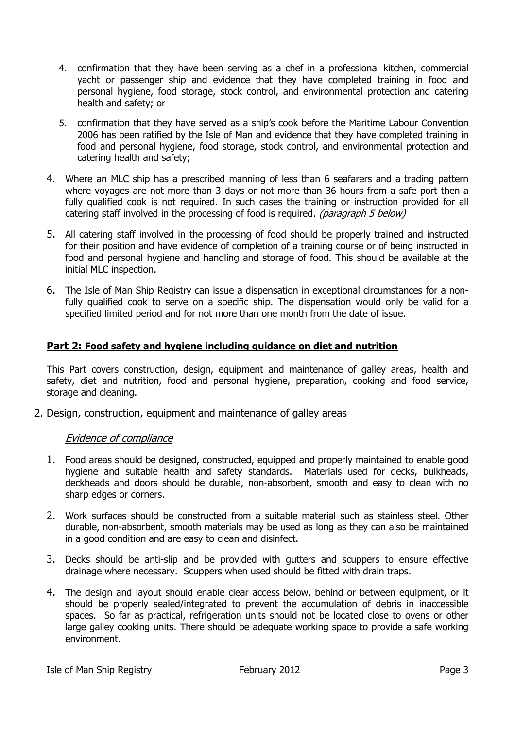4. confirmation that they have been serving as a chef in a professional kitchen, commercial yacht or passenger ship and evidence that they have completed training in food and personal hygiene, food storage, stock control, and environmental protection and catering health and safety; or

5. confirmation that they have served as a ship's cook before the Maritime Labour Convention 2006 has been ratified by the Isle of Man and evidence that they have completed training in food and personal hygiene, food storage, stock control, and environmental protection and catering health and safety;

4. Where an MLC ship has a prescribed manning of less than 6 seafarers and a trading pattern where voyages are not more than 3 days or not more than 36 hours from a safe port then a fully qualified cook is not required. In such cases the training or instruction provided for all catering staff involved in the processing of food is required. *(paragraph 5 below)*

5. All catering staff involved in the processing of food should be properly trained and instructed for their position and have evidence of completion of a training course or of being instructed in food and personal hygiene and handling and storage of food. This should be available at the initial MLC inspection.

6. The Isle of Man Ship Registry can issue a dispensation in exceptional circumstances for a non-fully qualified cook to serve on a specific ship. The dispensation would only be valid for a specified limited period and for not more than one month from the date of issue.

## Part 2: Food safety and hygiene including guidance on diet and nutrition

This Part covers construction, design, equipment and maintenance of galley areas, health and safety, diet and nutrition, food and personal hygiene, preparation, cooking and food service, storage and cleaning.

### 2. Design, construction, equipment and maintenance of galley areas

*Evidence of compliance*

1. Food areas should be designed, constructed, equipped and properly maintained to enable good hygiene and suitable health and safety standards. Materials used for decks, bulkheads, deckheads and doors should be durable, non-absorbent, smooth and easy to clean with no sharp edges or corners.

2. Work surfaces should be constructed from a suitable material such as stainless steel. Other durable, non-absorbent, smooth materials may be used as long as they can also be maintained in a good condition and are easy to clean and disinfect.

3. Decks should be anti-slip and be provided with gutters and scuppers to ensure effective drainage where necessary. Scuppers when used should be fitted with drain traps.

4. The design and layout should enable clear access below, behind or between equipment, or it should be properly sealed/integrated to prevent the accumulation of debris in inaccessible spaces. So far as practical, refrigeration units should not be located close to ovens or other large galley cooking units. There should be adequate working space to provide a safe working environment.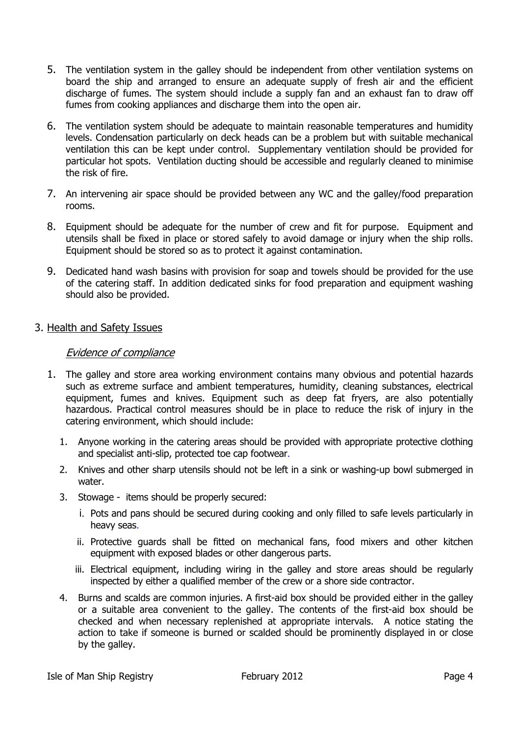5. The ventilation system in the galley should be independent from other ventilation systems on board the ship and arranged to ensure an adequate supply of fresh air and the efficient discharge of fumes. The system should include a supply fan and an exhaust fan to draw off fumes from cooking appliances and discharge them into the open air.

6. The ventilation system should be adequate to maintain reasonable temperatures and humidity levels. Condensation particularly on deck heads can be a problem but with suitable mechanical ventilation this can be kept under control. Supplementary ventilation should be provided for particular hot spots. Ventilation ducting should be accessible and regularly cleaned to minimise the risk of fire.

7. An intervening air space should be provided between any WC and the galley/food preparation rooms.

8. Equipment should be adequate for the number of crew and fit for purpose. Equipment and utensils shall be fixed in place or stored safely to avoid damage or injury when the ship rolls. Equipment should be stored so as to protect it against contamination.

9. Dedicated hand wash basins with provision for soap and towels should be provided for the use of the catering staff. In addition dedicated sinks for food preparation and equipment washing should also be provided.

## 3. Health and Safety Issues

### *Evidence of compliance*

1. The galley and store area working environment contains many obvious and potential hazards such as extreme surface and ambient temperatures, humidity, cleaning substances, electrical equipment, fumes and knives. Equipment such as deep fat fryers, are also potentially hazardous. Practical control measures should be in place to reduce the risk of injury in the catering environment, which should include:

   1. Anyone working in the catering areas should be provided with appropriate protective clothing and specialist anti-slip, protected toe cap footwear.
   2. Knives and other sharp utensils should not be left in a sink or washing-up bowl submerged in water.
   3. Stowage - items should be properly secured:
      i. Pots and pans should be secured during cooking and only filled to safe levels particularly in heavy seas.
      ii. Protective guards shall be fitted on mechanical fans, food mixers and other kitchen equipment with exposed blades or other dangerous parts.
      iii. Electrical equipment, including wiring in the galley and store areas should be regularly inspected by either a qualified member of the crew or a shore side contractor.
   4. Burns and scalds are common injuries. A first-aid box should be provided either in the galley or a suitable area convenient to the galley. The contents of the first-aid box should be checked and when necessary replenished at appropriate intervals. A notice stating the action to take if someone is burned or scalded should be prominently displayed in or close by the galley.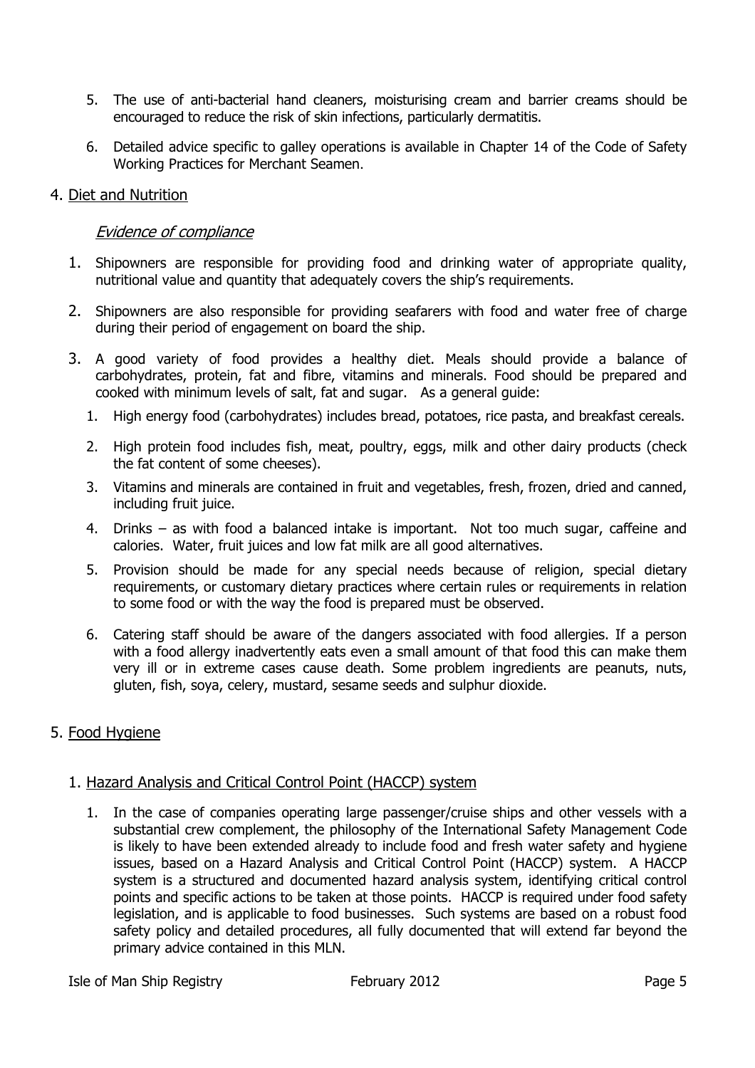5. The use of anti-bacterial hand cleaners, moisturising cream and barrier creams should be encouraged to reduce the risk of skin infections, particularly dermatitis.

6. Detailed advice specific to galley operations is available in Chapter 14 of the Code of Safety Working Practices for Merchant Seamen.

## 4. Diet and Nutrition

### *Evidence of compliance*

1. Shipowners are responsible for providing food and drinking water of appropriate quality, nutritional value and quantity that adequately covers the ship's requirements.

2. Shipowners are also responsible for providing seafarers with food and water free of charge during their period of engagement on board the ship.

3. A good variety of food provides a healthy diet. Meals should provide a balance of carbohydrates, protein, fat and fibre, vitamins and minerals. Food should be prepared and cooked with minimum levels of salt, fat and sugar. As a general guide:

   1. High energy food (carbohydrates) includes bread, potatoes, rice pasta, and breakfast cereals.

   2. High protein food includes fish, meat, poultry, eggs, milk and other dairy products (check the fat content of some cheeses).

   3. Vitamins and minerals are contained in fruit and vegetables, fresh, frozen, dried and canned, including fruit juice.

   4. Drinks – as with food a balanced intake is important. Not too much sugar, caffeine and calories. Water, fruit juices and low fat milk are all good alternatives.

   5. Provision should be made for any special needs because of religion, special dietary requirements, or customary dietary practices where certain rules or requirements in relation to some food or with the way the food is prepared must be observed.

   6. Catering staff should be aware of the dangers associated with food allergies. If a person with a food allergy inadvertently eats even a small amount of that food this can make them very ill or in extreme cases cause death. Some problem ingredients are peanuts, nuts, gluten, fish, soya, celery, mustard, sesame seeds and sulphur dioxide.

## 5. Food Hygiene

### 1. Hazard Analysis and Critical Control Point (HACCP) system

1. In the case of companies operating large passenger/cruise ships and other vessels with a substantial crew complement, the philosophy of the International Safety Management Code is likely to have been extended already to include food and fresh water safety and hygiene issues, based on a Hazard Analysis and Critical Control Point (HACCP) system. A HACCP system is a structured and documented hazard analysis system, identifying critical control points and specific actions to be taken at those points. HACCP is required under food safety legislation, and is applicable to food businesses. Such systems are based on a robust food safety policy and detailed procedures, all fully documented that will extend far beyond the primary advice contained in this MLN.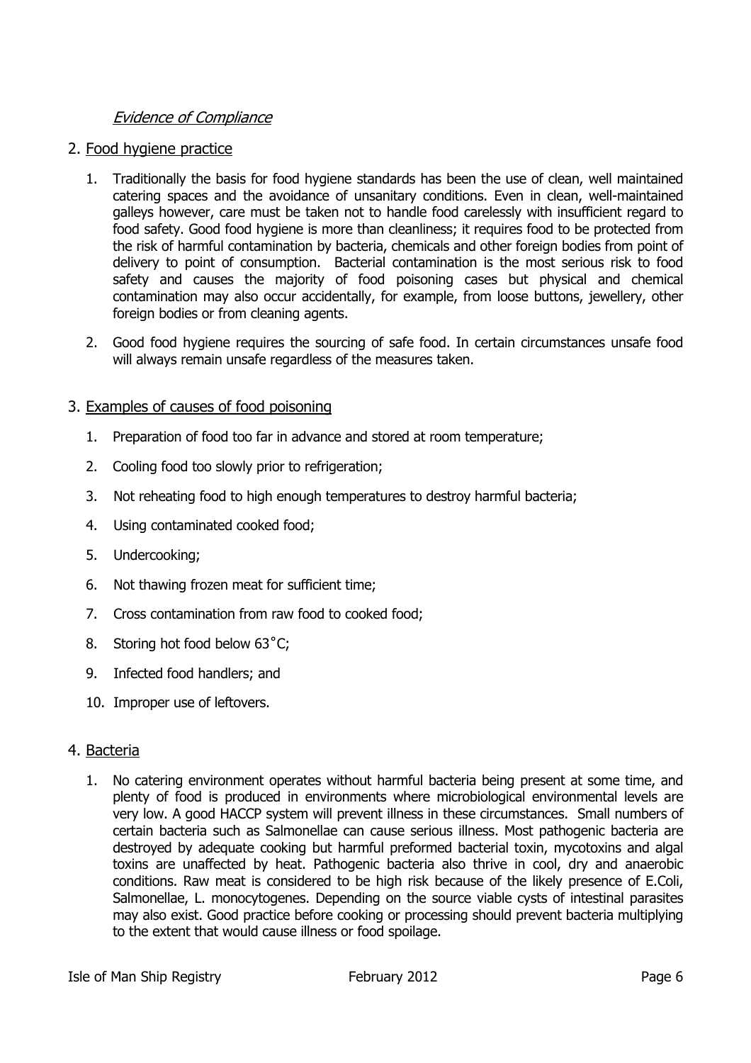*Evidence of Compliance*

## 2. Food hygiene practice

1. Traditionally the basis for food hygiene standards has been the use of clean, well maintained catering spaces and the avoidance of unsanitary conditions. Even in clean, well-maintained galleys however, care must be taken not to handle food carelessly with insufficient regard to food safety. Good food hygiene is more than cleanliness; it requires food to be protected from the risk of harmful contamination by bacteria, chemicals and other foreign bodies from point of delivery to point of consumption. Bacterial contamination is the most serious risk to food safety and causes the majority of food poisoning cases but physical and chemical contamination may also occur accidentally, for example, from loose buttons, jewellery, other foreign bodies or from cleaning agents.

2. Good food hygiene requires the sourcing of safe food. In certain circumstances unsafe food will always remain unsafe regardless of the measures taken.

## 3. Examples of causes of food poisoning

1. Preparation of food too far in advance and stored at room temperature;
2. Cooling food too slowly prior to refrigeration;
3. Not reheating food to high enough temperatures to destroy harmful bacteria;
4. Using contaminated cooked food;
5. Undercooking;
6. Not thawing frozen meat for sufficient time;
7. Cross contamination from raw food to cooked food;
8. Storing hot food below 63˚C;
9. Infected food handlers; and
10. Improper use of leftovers.

## 4. Bacteria

1. No catering environment operates without harmful bacteria being present at some time, and plenty of food is produced in environments where microbiological environmental levels are very low. A good HACCP system will prevent illness in these circumstances. Small numbers of certain bacteria such as Salmonellae can cause serious illness. Most pathogenic bacteria are destroyed by adequate cooking but harmful preformed bacterial toxin, mycotoxins and algal toxins are unaffected by heat. Pathogenic bacteria also thrive in cool, dry and anaerobic conditions. Raw meat is considered to be high risk because of the likely presence of E.Coli, Salmonellae, L. monocytogenes. Depending on the source viable cysts of intestinal parasites may also exist. Good practice before cooking or processing should prevent bacteria multiplying to the extent that would cause illness or food spoilage.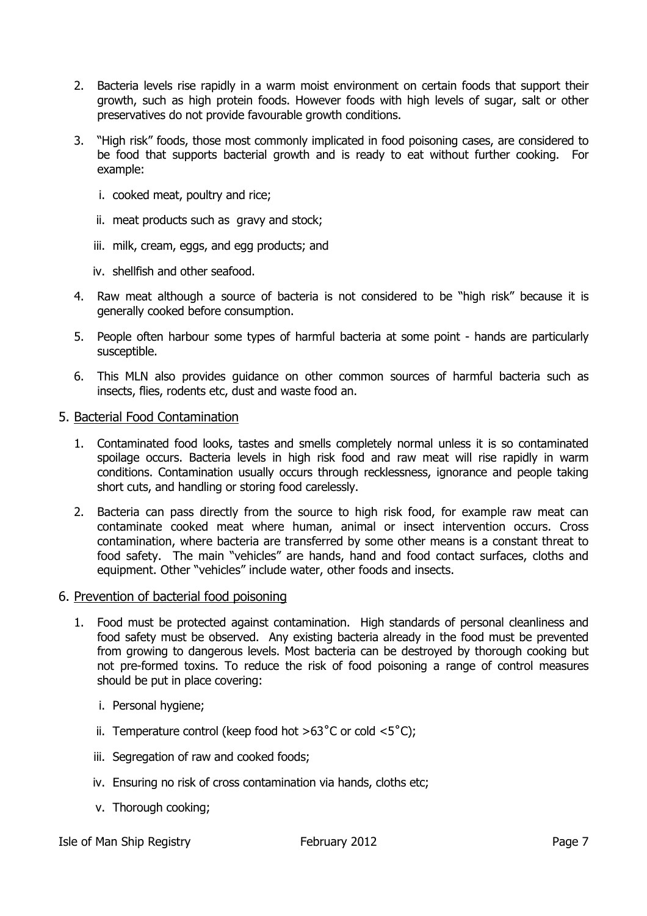2. Bacteria levels rise rapidly in a warm moist environment on certain foods that support their growth, such as high protein foods. However foods with high levels of sugar, salt or other preservatives do not provide favourable growth conditions.

3. "High risk" foods, those most commonly implicated in food poisoning cases, are considered to be food that supports bacterial growth and is ready to eat without further cooking. For example:

   i. cooked meat, poultry and rice;

   ii. meat products such as gravy and stock;

   iii. milk, cream, eggs, and egg products; and

   iv. shellfish and other seafood.

4. Raw meat although a source of bacteria is not considered to be "high risk" because it is generally cooked before consumption.

5. People often harbour some types of harmful bacteria at some point - hands are particularly susceptible.

6. This MLN also provides guidance on other common sources of harmful bacteria such as insects, flies, rodents etc, dust and waste food an.

## 5. Bacterial Food Contamination

1. Contaminated food looks, tastes and smells completely normal unless it is so contaminated spoilage occurs. Bacteria levels in high risk food and raw meat will rise rapidly in warm conditions. Contamination usually occurs through recklessness, ignorance and people taking short cuts, and handling or storing food carelessly.

2. Bacteria can pass directly from the source to high risk food, for example raw meat can contaminate cooked meat where human, animal or insect intervention occurs. Cross contamination, where bacteria are transferred by some other means is a constant threat to food safety. The main "vehicles" are hands, hand and food contact surfaces, cloths and equipment. Other "vehicles" include water, other foods and insects.

## 6. Prevention of bacterial food poisoning

1. Food must be protected against contamination. High standards of personal cleanliness and food safety must be observed. Any existing bacteria already in the food must be prevented from growing to dangerous levels. Most bacteria can be destroyed by thorough cooking but not pre-formed toxins. To reduce the risk of food poisoning a range of control measures should be put in place covering:

   i. Personal hygiene;

   ii. Temperature control (keep food hot >63˚C or cold <5˚C);

   iii. Segregation of raw and cooked foods;

   iv. Ensuring no risk of cross contamination via hands, cloths etc;

   v. Thorough cooking;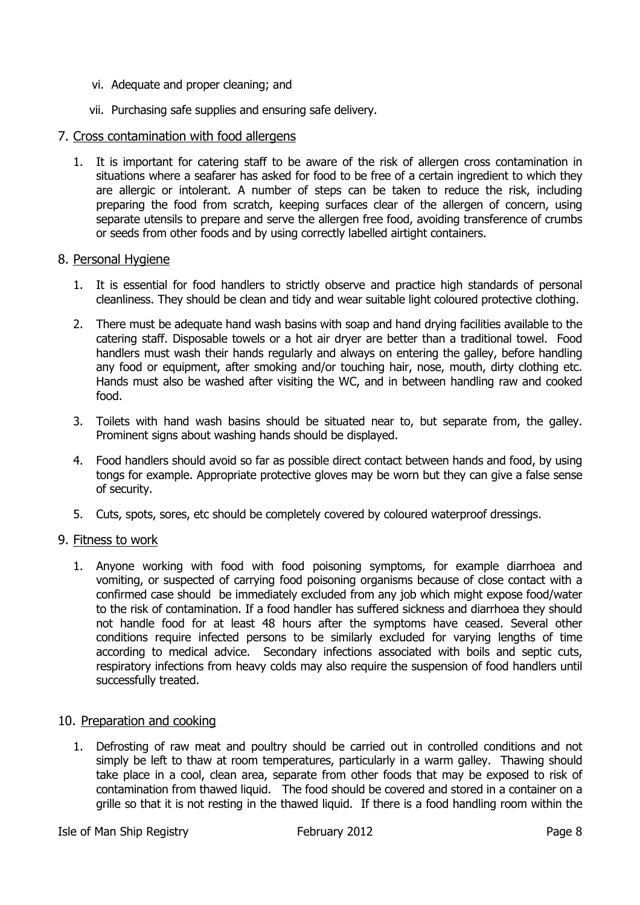vi. Adequate and proper cleaning; and

vii. Purchasing safe supplies and ensuring safe delivery.

## 7. Cross contamination with food allergens

1. It is important for catering staff to be aware of the risk of allergen cross contamination in situations where a seafarer has asked for food to be free of a certain ingredient to which they are allergic or intolerant. A number of steps can be taken to reduce the risk, including preparing the food from scratch, keeping surfaces clear of the allergen of concern, using separate utensils to prepare and serve the allergen free food, avoiding transference of crumbs or seeds from other foods and by using correctly labelled airtight containers.

## 8. Personal Hygiene

1. It is essential for food handlers to strictly observe and practice high standards of personal cleanliness. They should be clean and tidy and wear suitable light coloured protective clothing.
2. There must be adequate hand wash basins with soap and hand drying facilities available to the catering staff. Disposable towels or a hot air dryer are better than a traditional towel. Food handlers must wash their hands regularly and always on entering the galley, before handling any food or equipment, after smoking and/or touching hair, nose, mouth, dirty clothing etc. Hands must also be washed after visiting the WC, and in between handling raw and cooked food.
3. Toilets with hand wash basins should be situated near to, but separate from, the galley. Prominent signs about washing hands should be displayed.
4. Food handlers should avoid so far as possible direct contact between hands and food, by using tongs for example. Appropriate protective gloves may be worn but they can give a false sense of security.
5. Cuts, spots, sores, etc should be completely covered by coloured waterproof dressings.

## 9. Fitness to work

1. Anyone working with food with food poisoning symptoms, for example diarrhoea and vomiting, or suspected of carrying food poisoning organisms because of close contact with a confirmed case should be immediately excluded from any job which might expose food/water to the risk of contamination. If a food handler has suffered sickness and diarrhoea they should not handle food for at least 48 hours after the symptoms have ceased. Several other conditions require infected persons to be similarly excluded for varying lengths of time according to medical advice. Secondary infections associated with boils and septic cuts, respiratory infections from heavy colds may also require the suspension of food handlers until successfully treated.

## 10. Preparation and cooking

1. Defrosting of raw meat and poultry should be carried out in controlled conditions and not simply be left to thaw at room temperatures, particularly in a warm galley. Thawing should take place in a cool, clean area, separate from other foods that may be exposed to risk of contamination from thawed liquid. The food should be covered and stored in a container on a grille so that it is not resting in the thawed liquid. If there is a food handling room within the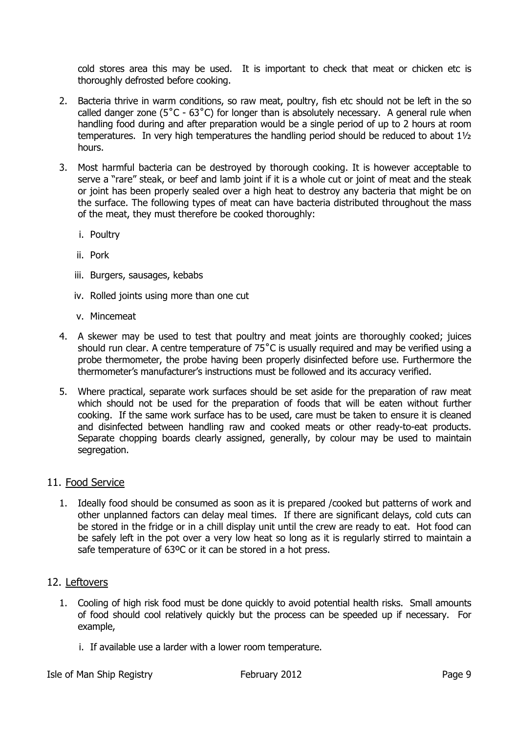cold stores area this may be used. It is important to check that meat or chicken etc is thoroughly defrosted before cooking.

2. Bacteria thrive in warm conditions, so raw meat, poultry, fish etc should not be left in the so called danger zone (5˚C - 63˚C) for longer than is absolutely necessary. A general rule when handling food during and after preparation would be a single period of up to 2 hours at room temperatures. In very high temperatures the handling period should be reduced to about 1½ hours.

3. Most harmful bacteria can be destroyed by thorough cooking. It is however acceptable to serve a "rare" steak, or beef and lamb joint if it is a whole cut or joint of meat and the steak or joint has been properly sealed over a high heat to destroy any bacteria that might be on the surface. The following types of meat can have bacteria distributed throughout the mass of the meat, they must therefore be cooked thoroughly:

   i. Poultry

   ii. Pork

   iii. Burgers, sausages, kebabs

   iv. Rolled joints using more than one cut

   v. Mincemeat

4. A skewer may be used to test that poultry and meat joints are thoroughly cooked; juices should run clear. A centre temperature of 75˚C is usually required and may be verified using a probe thermometer, the probe having been properly disinfected before use. Furthermore the thermometer's manufacturer's instructions must be followed and its accuracy verified.

5. Where practical, separate work surfaces should be set aside for the preparation of raw meat which should not be used for the preparation of foods that will be eaten without further cooking. If the same work surface has to be used, care must be taken to ensure it is cleaned and disinfected between handling raw and cooked meats or other ready-to-eat products. Separate chopping boards clearly assigned, generally, by colour may be used to maintain segregation.

## 11. Food Service

1. Ideally food should be consumed as soon as it is prepared /cooked but patterns of work and other unplanned factors can delay meal times. If there are significant delays, cold cuts can be stored in the fridge or in a chill display unit until the crew are ready to eat. Hot food can be safely left in the pot over a very low heat so long as it is regularly stirred to maintain a safe temperature of 63ºC or it can be stored in a hot press.

## 12. Leftovers

1. Cooling of high risk food must be done quickly to avoid potential health risks. Small amounts of food should cool relatively quickly but the process can be speeded up if necessary. For example,

   i. If available use a larder with a lower room temperature.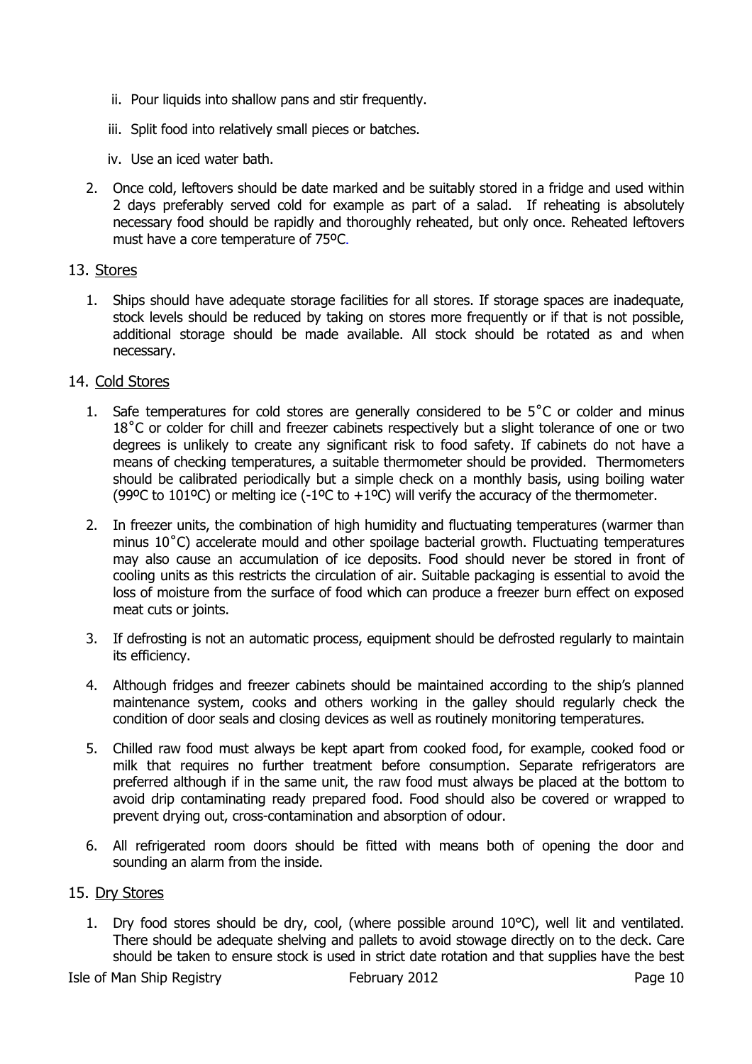ii. Pour liquids into shallow pans and stir frequently.

   iii. Split food into relatively small pieces or batches.

   iv. Use an iced water bath.

2. Once cold, leftovers should be date marked and be suitably stored in a fridge and used within 2 days preferably served cold for example as part of a salad. If reheating is absolutely necessary food should be rapidly and thoroughly reheated, but only once. Reheated leftovers must have a core temperature of 75ºC.

## 13. Stores

1. Ships should have adequate storage facilities for all stores. If storage spaces are inadequate, stock levels should be reduced by taking on stores more frequently or if that is not possible, additional storage should be made available. All stock should be rotated as and when necessary.

## 14. Cold Stores

1. Safe temperatures for cold stores are generally considered to be 5˚C or colder and minus 18˚C or colder for chill and freezer cabinets respectively but a slight tolerance of one or two degrees is unlikely to create any significant risk to food safety. If cabinets do not have a means of checking temperatures, a suitable thermometer should be provided. Thermometers should be calibrated periodically but a simple check on a monthly basis, using boiling water (99ºC to 101ºC) or melting ice (-1ºC to +1ºC) will verify the accuracy of the thermometer.

2. In freezer units, the combination of high humidity and fluctuating temperatures (warmer than minus 10˚C) accelerate mould and other spoilage bacterial growth. Fluctuating temperatures may also cause an accumulation of ice deposits. Food should never be stored in front of cooling units as this restricts the circulation of air. Suitable packaging is essential to avoid the loss of moisture from the surface of food which can produce a freezer burn effect on exposed meat cuts or joints.

3. If defrosting is not an automatic process, equipment should be defrosted regularly to maintain its efficiency.

4. Although fridges and freezer cabinets should be maintained according to the ship's planned maintenance system, cooks and others working in the galley should regularly check the condition of door seals and closing devices as well as routinely monitoring temperatures.

5. Chilled raw food must always be kept apart from cooked food, for example, cooked food or milk that requires no further treatment before consumption. Separate refrigerators are preferred although if in the same unit, the raw food must always be placed at the bottom to avoid drip contaminating ready prepared food. Food should also be covered or wrapped to prevent drying out, cross-contamination and absorption of odour.

6. All refrigerated room doors should be fitted with means both of opening the door and sounding an alarm from the inside.

## 15. Dry Stores

1. Dry food stores should be dry, cool, (where possible around 10°C), well lit and ventilated. There should be adequate shelving and pallets to avoid stowage directly on to the deck. Care should be taken to ensure stock is used in strict date rotation and that supplies have the best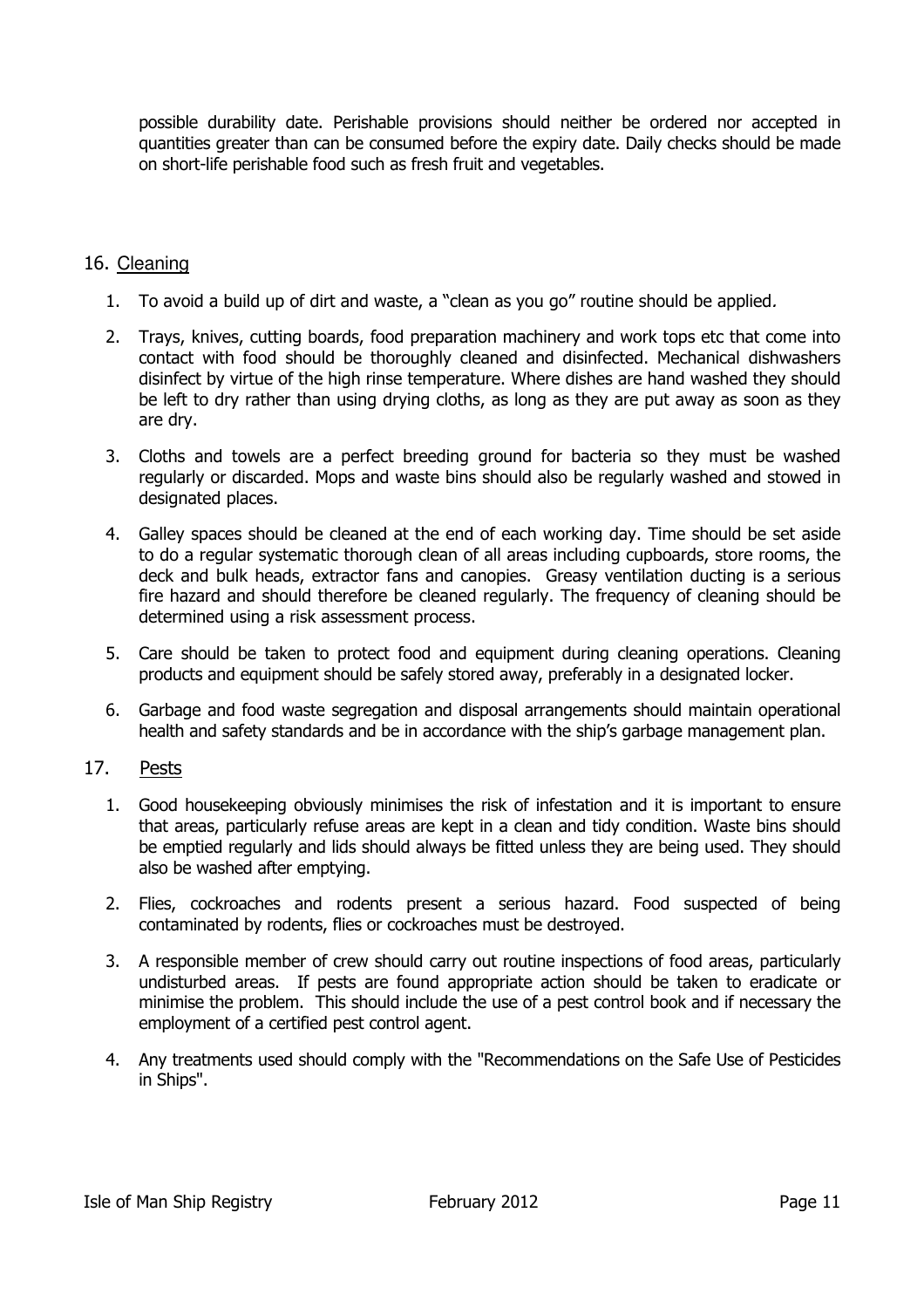possible durability date. Perishable provisions should neither be ordered nor accepted in quantities greater than can be consumed before the expiry date. Daily checks should be made on short-life perishable food such as fresh fruit and vegetables.

## 16. Cleaning

1. To avoid a build up of dirt and waste, a "clean as you go" routine should be applied.
2. Trays, knives, cutting boards, food preparation machinery and work tops etc that come into contact with food should be thoroughly cleaned and disinfected. Mechanical dishwashers disinfect by virtue of the high rinse temperature. Where dishes are hand washed they should be left to dry rather than using drying cloths, as long as they are put away as soon as they are dry.
3. Cloths and towels are a perfect breeding ground for bacteria so they must be washed regularly or discarded. Mops and waste bins should also be regularly washed and stowed in designated places.
4. Galley spaces should be cleaned at the end of each working day. Time should be set aside to do a regular systematic thorough clean of all areas including cupboards, store rooms, the deck and bulk heads, extractor fans and canopies. Greasy ventilation ducting is a serious fire hazard and should therefore be cleaned regularly. The frequency of cleaning should be determined using a risk assessment process.
5. Care should be taken to protect food and equipment during cleaning operations. Cleaning products and equipment should be safely stored away, preferably in a designated locker.
6. Garbage and food waste segregation and disposal arrangements should maintain operational health and safety standards and be in accordance with the ship's garbage management plan.

## 17. Pests

1. Good housekeeping obviously minimises the risk of infestation and it is important to ensure that areas, particularly refuse areas are kept in a clean and tidy condition. Waste bins should be emptied regularly and lids should always be fitted unless they are being used. They should also be washed after emptying.
2. Flies, cockroaches and rodents present a serious hazard. Food suspected of being contaminated by rodents, flies or cockroaches must be destroyed.
3. A responsible member of crew should carry out routine inspections of food areas, particularly undisturbed areas. If pests are found appropriate action should be taken to eradicate or minimise the problem. This should include the use of a pest control book and if necessary the employment of a certified pest control agent.
4. Any treatments used should comply with the "Recommendations on the Safe Use of Pesticides in Ships".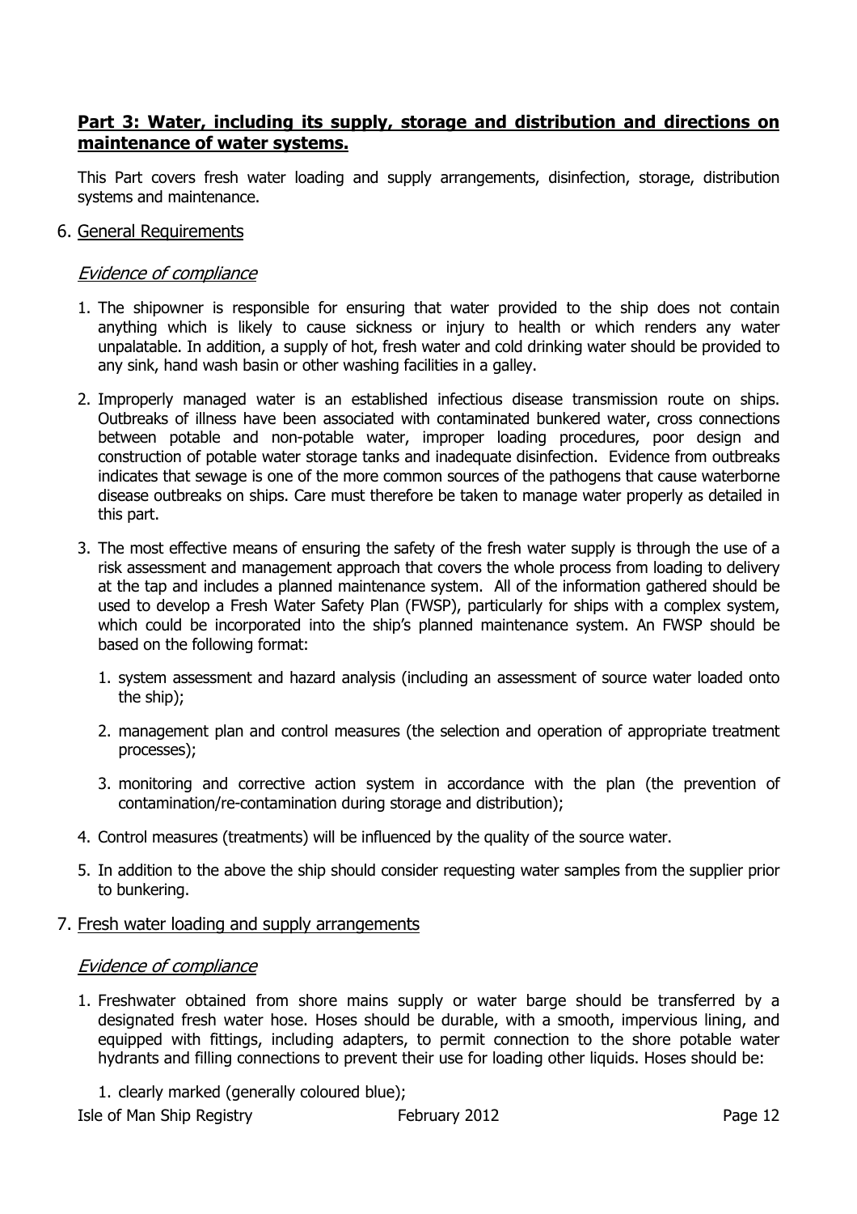## **Part 3: Water, including its supply, storage and distribution and directions on maintenance of water systems.**

This Part covers fresh water loading and supply arrangements, disinfection, storage, distribution systems and maintenance.

### 6. General Requirements

*Evidence of compliance*

1. The shipowner is responsible for ensuring that water provided to the ship does not contain anything which is likely to cause sickness or injury to health or which renders any water unpalatable. In addition, a supply of hot, fresh water and cold drinking water should be provided to any sink, hand wash basin or other washing facilities in a galley.

2. Improperly managed water is an established infectious disease transmission route on ships. Outbreaks of illness have been associated with contaminated bunkered water, cross connections between potable and non-potable water, improper loading procedures, poor design and construction of potable water storage tanks and inadequate disinfection. Evidence from outbreaks indicates that sewage is one of the more common sources of the pathogens that cause waterborne disease outbreaks on ships. Care must therefore be taken to manage water properly as detailed in this part.

3. The most effective means of ensuring the safety of the fresh water supply is through the use of a risk assessment and management approach that covers the whole process from loading to delivery at the tap and includes a planned maintenance system. All of the information gathered should be used to develop a Fresh Water Safety Plan (FWSP), particularly for ships with a complex system, which could be incorporated into the ship's planned maintenance system. An FWSP should be based on the following format:

   1. system assessment and hazard analysis (including an assessment of source water loaded onto the ship);

   2. management plan and control measures (the selection and operation of appropriate treatment processes);

   3. monitoring and corrective action system in accordance with the plan (the prevention of contamination/re-contamination during storage and distribution);

4. Control measures (treatments) will be influenced by the quality of the source water.

5. In addition to the above the ship should consider requesting water samples from the supplier prior to bunkering.

### 7. Fresh water loading and supply arrangements

*Evidence of compliance*

1. Freshwater obtained from shore mains supply or water barge should be transferred by a designated fresh water hose. Hoses should be durable, with a smooth, impervious lining, and equipped with fittings, including adapters, to permit connection to the shore potable water hydrants and filling connections to prevent their use for loading other liquids. Hoses should be:

   1. clearly marked (generally coloured blue);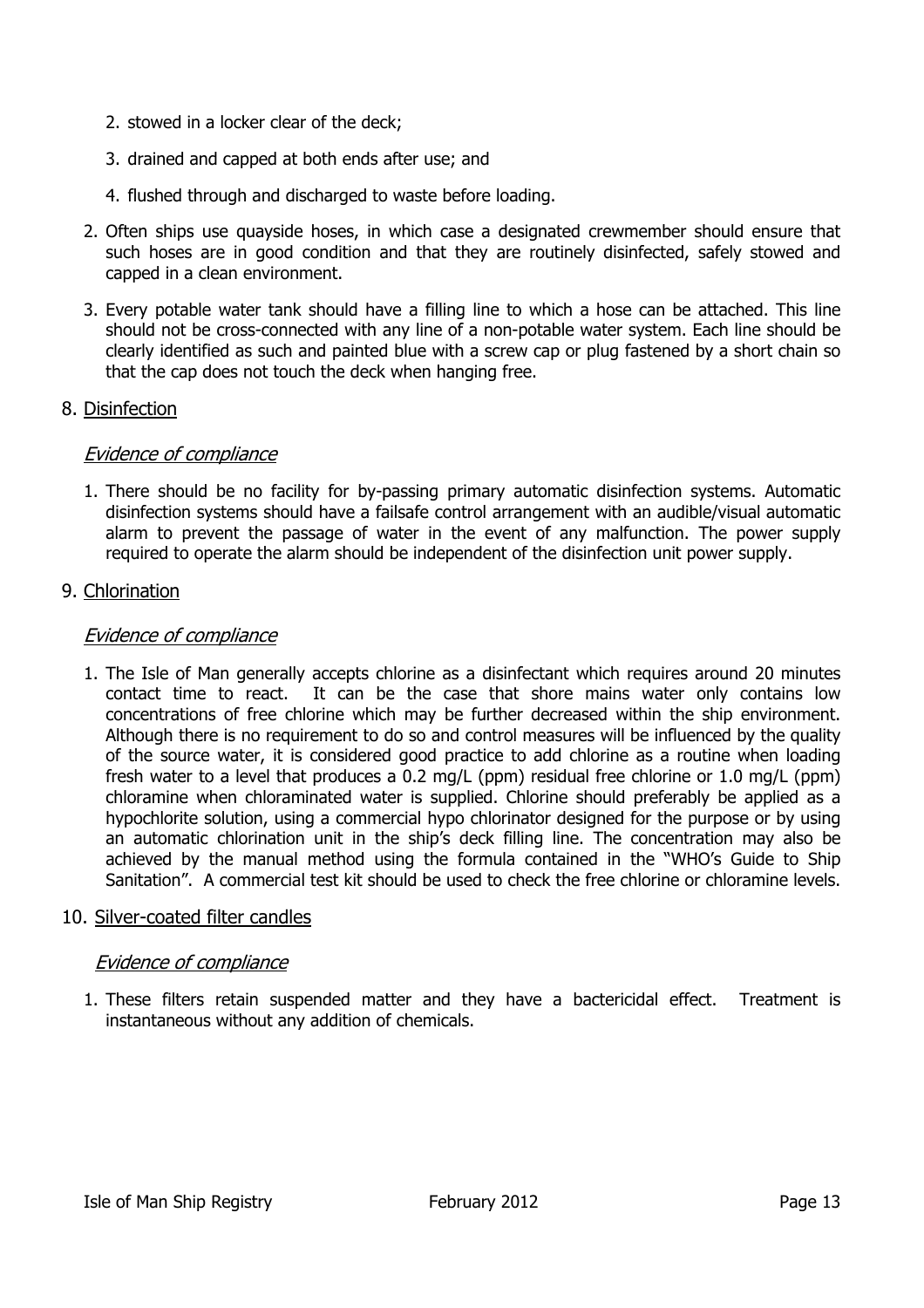2. stowed in a locker clear of the deck;

   3. drained and capped at both ends after use; and

   4. flushed through and discharged to waste before loading.

2. Often ships use quayside hoses, in which case a designated crewmember should ensure that such hoses are in good condition and that they are routinely disinfected, safely stowed and capped in a clean environment.

3. Every potable water tank should have a filling line to which a hose can be attached. This line should not be cross-connected with any line of a non-potable water system. Each line should be clearly identified as such and painted blue with a screw cap or plug fastened by a short chain so that the cap does not touch the deck when hanging free.

8. <u>Disinfection</u>

   *Evidence of compliance*

   1. There should be no facility for by-passing primary automatic disinfection systems. Automatic disinfection systems should have a failsafe control arrangement with an audible/visual automatic alarm to prevent the passage of water in the event of any malfunction. The power supply required to operate the alarm should be independent of the disinfection unit power supply.

9. <u>Chlorination</u>

   *Evidence of compliance*

   1. The Isle of Man generally accepts chlorine as a disinfectant which requires around 20 minutes contact time to react. It can be the case that shore mains water only contains low concentrations of free chlorine which may be further decreased within the ship environment. Although there is no requirement to do so and control measures will be influenced by the quality of the source water, it is considered good practice to add chlorine as a routine when loading fresh water to a level that produces a 0.2 mg/L (ppm) residual free chlorine or 1.0 mg/L (ppm) chloramine when chloraminated water is supplied. Chlorine should preferably be applied as a hypochlorite solution, using a commercial hypo chlorinator designed for the purpose or by using an automatic chlorination unit in the ship's deck filling line. The concentration may also be achieved by the manual method using the formula contained in the "WHO's Guide to Ship Sanitation". A commercial test kit should be used to check the free chlorine or chloramine levels.

10. <u>Silver-coated filter candles</u>

    *Evidence of compliance*

    1. These filters retain suspended matter and they have a bactericidal effect. Treatment is instantaneous without any addition of chemicals.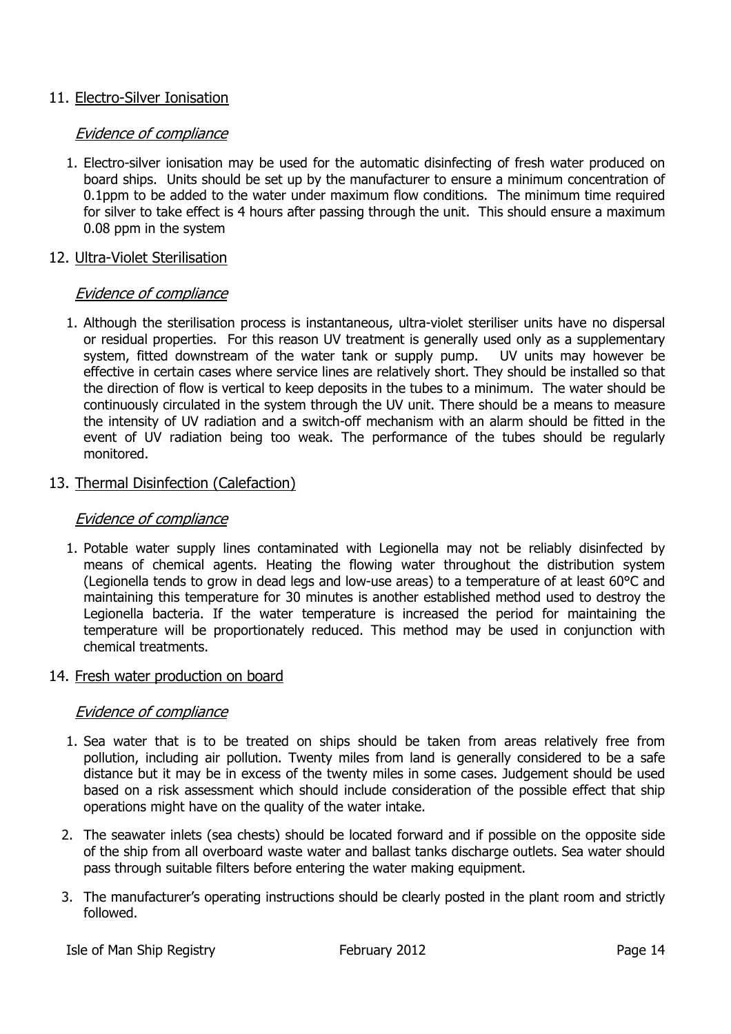## 11. Electro-Silver Ionisation

### *Evidence of compliance*

1. Electro-silver ionisation may be used for the automatic disinfecting of fresh water produced on board ships. Units should be set up by the manufacturer to ensure a minimum concentration of 0.1ppm to be added to the water under maximum flow conditions. The minimum time required for silver to take effect is 4 hours after passing through the unit. This should ensure a maximum 0.08 ppm in the system

## 12. Ultra-Violet Sterilisation

### *Evidence of compliance*

1. Although the sterilisation process is instantaneous, ultra-violet steriliser units have no dispersal or residual properties. For this reason UV treatment is generally used only as a supplementary system, fitted downstream of the water tank or supply pump. UV units may however be effective in certain cases where service lines are relatively short. They should be installed so that the direction of flow is vertical to keep deposits in the tubes to a minimum. The water should be continuously circulated in the system through the UV unit. There should be a means to measure the intensity of UV radiation and a switch-off mechanism with an alarm should be fitted in the event of UV radiation being too weak. The performance of the tubes should be regularly monitored.

## 13. Thermal Disinfection (Calefaction)

### *Evidence of compliance*

1. Potable water supply lines contaminated with Legionella may not be reliably disinfected by means of chemical agents. Heating the flowing water throughout the distribution system (Legionella tends to grow in dead legs and low-use areas) to a temperature of at least 60°C and maintaining this temperature for 30 minutes is another established method used to destroy the Legionella bacteria. If the water temperature is increased the period for maintaining the temperature will be proportionately reduced. This method may be used in conjunction with chemical treatments.

## 14. Fresh water production on board

### *Evidence of compliance*

1. Sea water that is to be treated on ships should be taken from areas relatively free from pollution, including air pollution. Twenty miles from land is generally considered to be a safe distance but it may be in excess of the twenty miles in some cases. Judgement should be used based on a risk assessment which should include consideration of the possible effect that ship operations might have on the quality of the water intake.

2. The seawater inlets (sea chests) should be located forward and if possible on the opposite side of the ship from all overboard waste water and ballast tanks discharge outlets. Sea water should pass through suitable filters before entering the water making equipment.

3. The manufacturer's operating instructions should be clearly posted in the plant room and strictly followed.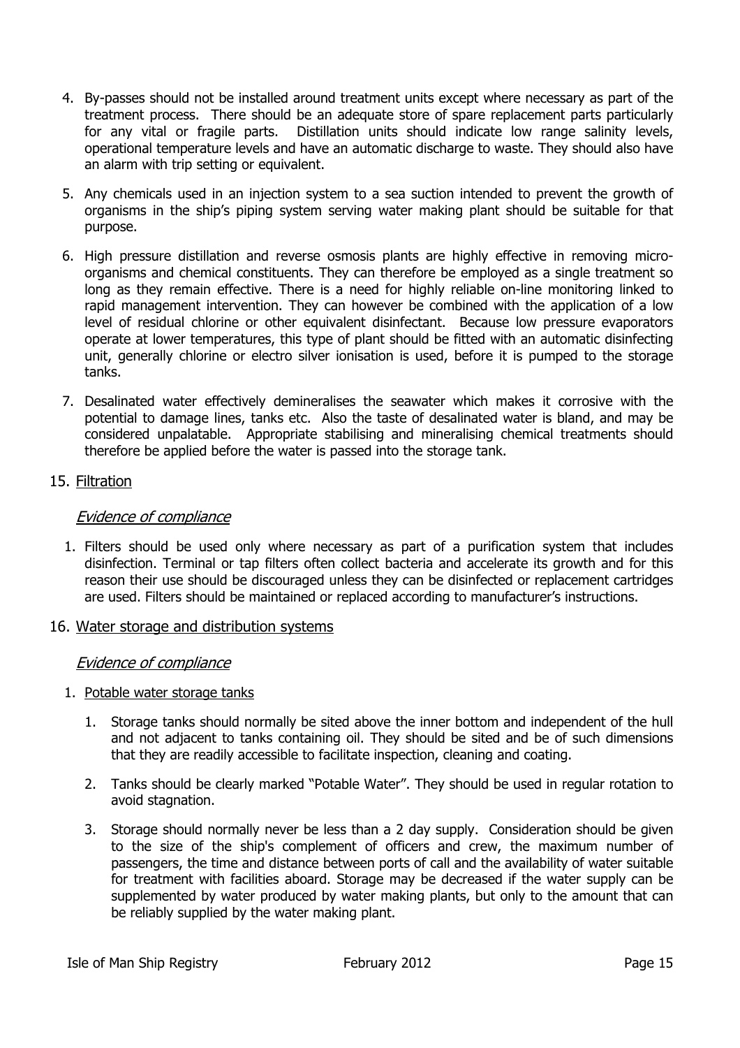4. By-passes should not be installed around treatment units except where necessary as part of the treatment process. There should be an adequate store of spare replacement parts particularly for any vital or fragile parts. Distillation units should indicate low range salinity levels, operational temperature levels and have an automatic discharge to waste. They should also have an alarm with trip setting or equivalent.

5. Any chemicals used in an injection system to a sea suction intended to prevent the growth of organisms in the ship's piping system serving water making plant should be suitable for that purpose.

6. High pressure distillation and reverse osmosis plants are highly effective in removing micro-organisms and chemical constituents. They can therefore be employed as a single treatment so long as they remain effective. There is a need for highly reliable on-line monitoring linked to rapid management intervention. They can however be combined with the application of a low level of residual chlorine or other equivalent disinfectant. Because low pressure evaporators operate at lower temperatures, this type of plant should be fitted with an automatic disinfecting unit, generally chlorine or electro silver ionisation is used, before it is pumped to the storage tanks.

7. Desalinated water effectively demineralises the seawater which makes it corrosive with the potential to damage lines, tanks etc. Also the taste of desalinated water is bland, and may be considered unpalatable. Appropriate stabilising and mineralising chemical treatments should therefore be applied before the water is passed into the storage tank.

## 15. Filtration

### *Evidence of compliance*

1. Filters should be used only where necessary as part of a purification system that includes disinfection. Terminal or tap filters often collect bacteria and accelerate its growth and for this reason their use should be discouraged unless they can be disinfected or replacement cartridges are used. Filters should be maintained or replaced according to manufacturer's instructions.

## 16. Water storage and distribution systems

### *Evidence of compliance*

1. Potable water storage tanks

   1. Storage tanks should normally be sited above the inner bottom and independent of the hull and not adjacent to tanks containing oil. They should be sited and be of such dimensions that they are readily accessible to facilitate inspection, cleaning and coating.

   2. Tanks should be clearly marked "Potable Water". They should be used in regular rotation to avoid stagnation.

   3. Storage should normally never be less than a 2 day supply. Consideration should be given to the size of the ship's complement of officers and crew, the maximum number of passengers, the time and distance between ports of call and the availability of water suitable for treatment with facilities aboard. Storage may be decreased if the water supply can be supplemented by water produced by water making plants, but only to the amount that can be reliably supplied by the water making plant.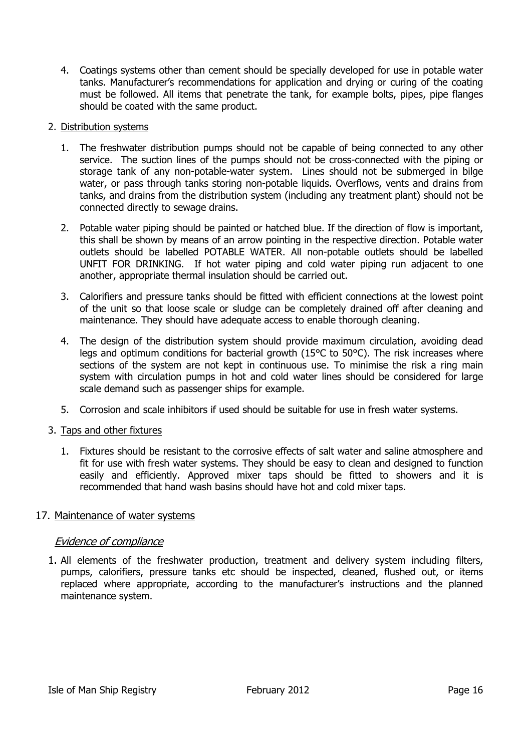4. Coatings systems other than cement should be specially developed for use in potable water tanks. Manufacturer's recommendations for application and drying or curing of the coating must be followed. All items that penetrate the tank, for example bolts, pipes, pipe flanges should be coated with the same product.

2. Distribution systems

   1. The freshwater distribution pumps should not be capable of being connected to any other service. The suction lines of the pumps should not be cross-connected with the piping or storage tank of any non-potable-water system. Lines should not be submerged in bilge water, or pass through tanks storing non-potable liquids. Overflows, vents and drains from tanks, and drains from the distribution system (including any treatment plant) should not be connected directly to sewage drains.

   2. Potable water piping should be painted or hatched blue. If the direction of flow is important, this shall be shown by means of an arrow pointing in the respective direction. Potable water outlets should be labelled POTABLE WATER. All non-potable outlets should be labelled UNFIT FOR DRINKING. If hot water piping and cold water piping run adjacent to one another, appropriate thermal insulation should be carried out.

   3. Calorifiers and pressure tanks should be fitted with efficient connections at the lowest point of the unit so that loose scale or sludge can be completely drained off after cleaning and maintenance. They should have adequate access to enable thorough cleaning.

   4. The design of the distribution system should provide maximum circulation, avoiding dead legs and optimum conditions for bacterial growth (15°C to 50°C). The risk increases where sections of the system are not kept in continuous use. To minimise the risk a ring main system with circulation pumps in hot and cold water lines should be considered for large scale demand such as passenger ships for example.

   5. Corrosion and scale inhibitors if used should be suitable for use in fresh water systems.

3. Taps and other fixtures

   1. Fixtures should be resistant to the corrosive effects of salt water and saline atmosphere and fit for use with fresh water systems. They should be easy to clean and designed to function easily and efficiently. Approved mixer taps should be fitted to showers and it is recommended that hand wash basins should have hot and cold mixer taps.

## 17. Maintenance of water systems

### *Evidence of compliance*

1. All elements of the freshwater production, treatment and delivery system including filters, pumps, calorifiers, pressure tanks etc should be inspected, cleaned, flushed out, or items replaced where appropriate, according to the manufacturer's instructions and the planned maintenance system.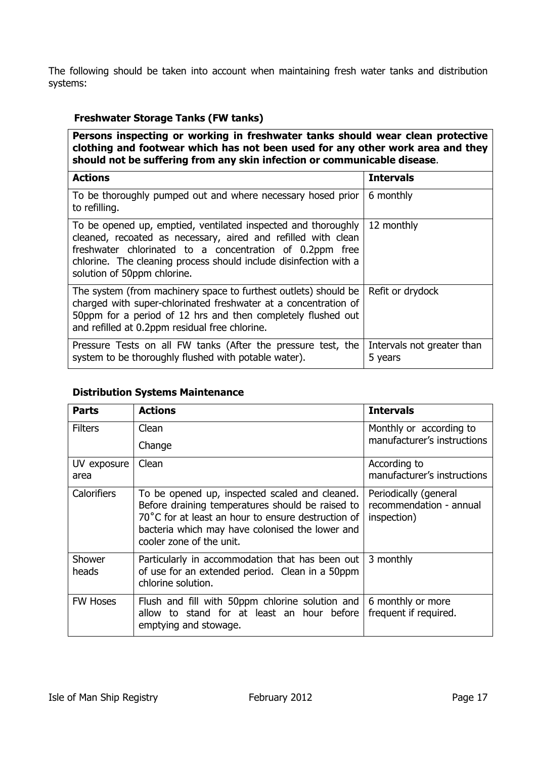The following should be taken into account when maintaining fresh water tanks and distribution systems:

### Freshwater Storage Tanks (FW tanks)

| **Persons inspecting or working in freshwater tanks should wear clean protective clothing and footwear which has not been used for any other work area and they should not be suffering from any skin infection or communicable disease.** | |
|---|---|
| **Actions** | **Intervals** |
| To be thoroughly pumped out and where necessary hosed prior to refilling. | 6 monthly |
| To be opened up, emptied, ventilated inspected and thoroughly cleaned, recoated as necessary, aired and refilled with clean freshwater chlorinated to a concentration of 0.2ppm free chlorine. The cleaning process should include disinfection with a solution of 50ppm chlorine. | 12 monthly |
| The system (from machinery space to furthest outlets) should be charged with super-chlorinated freshwater at a concentration of 50ppm for a period of 12 hrs and then completely flushed out and refilled at 0.2ppm residual free chlorine. | Refit or drydock |
| Pressure Tests on all FW tanks (After the pressure test, the system to be thoroughly flushed with potable water). | Intervals not greater than 5 years |

### Distribution Systems Maintenance

| **Parts** | **Actions** | **Intervals** |
|---|---|---|
| Filters | Clean<br>Change | Monthly or according to manufacturer's instructions |
| UV exposure area | Clean | According to manufacturer's instructions |
| Calorifiers | To be opened up, inspected scaled and cleaned. Before draining temperatures should be raised to 70˚C for at least an hour to ensure destruction of bacteria which may have colonised the lower and cooler zone of the unit. | Periodically (general recommendation - annual inspection) |
| Shower heads | Particularly in accommodation that has been out of use for an extended period. Clean in a 50ppm chlorine solution. | 3 monthly |
| FW Hoses | Flush and fill with 50ppm chlorine solution and allow to stand for at least an hour before emptying and stowage. | 6 monthly or more frequent if required. |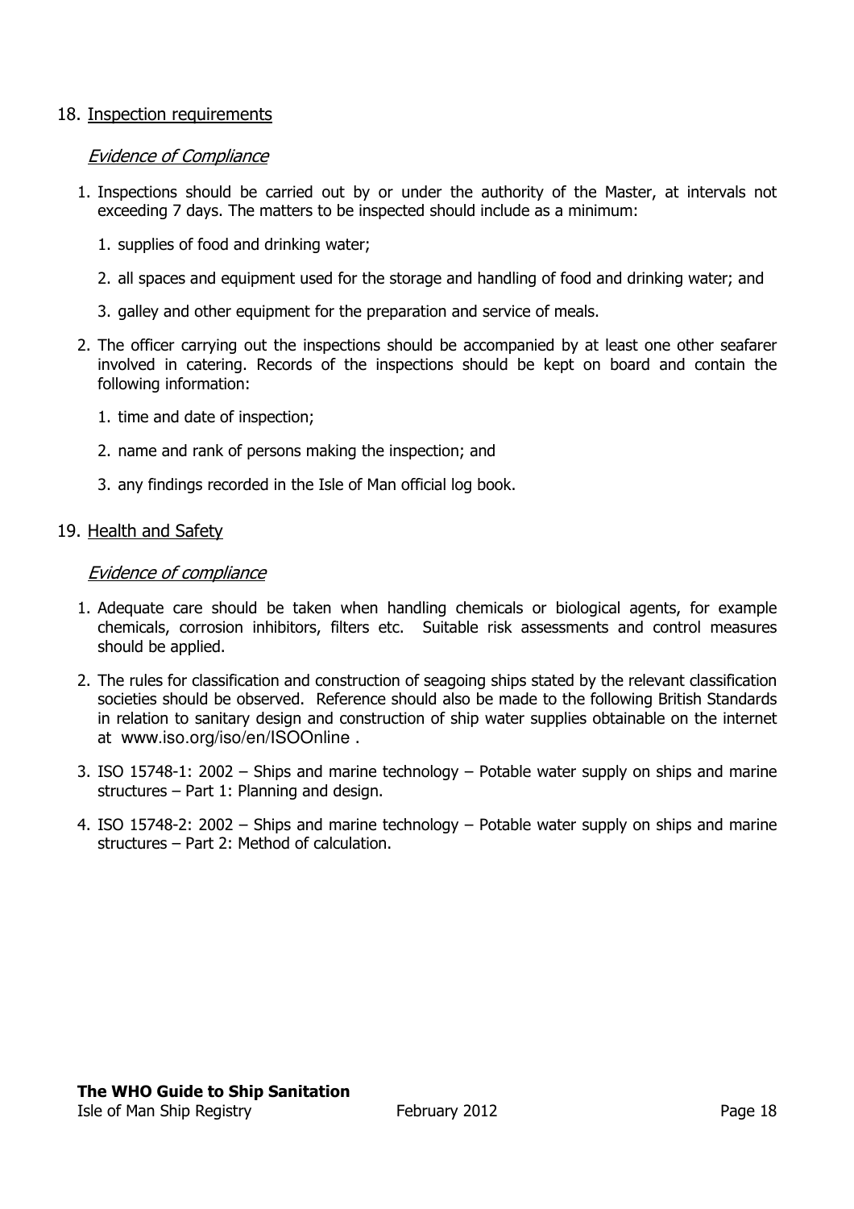18. <u>Inspection requirements</u>

*<u>Evidence of Compliance</u>*

1. Inspections should be carried out by or under the authority of the Master, at intervals not exceeding 7 days. The matters to be inspected should include as a minimum:

    1. supplies of food and drinking water;

    2. all spaces and equipment used for the storage and handling of food and drinking water; and

    3. galley and other equipment for the preparation and service of meals.

2. The officer carrying out the inspections should be accompanied by at least one other seafarer involved in catering. Records of the inspections should be kept on board and contain the following information:

    1. time and date of inspection;

    2. name and rank of persons making the inspection; and

    3. any findings recorded in the Isle of Man official log book.

19. <u>Health and Safety</u>

*<u>Evidence of compliance</u>*

1. Adequate care should be taken when handling chemicals or biological agents, for example chemicals, corrosion inhibitors, filters etc. Suitable risk assessments and control measures should be applied.

2. The rules for classification and construction of seagoing ships stated by the relevant classification societies should be observed. Reference should also be made to the following British Standards in relation to sanitary design and construction of ship water supplies obtainable on the internet at www.iso.org/iso/en/ISOOnline .

3. ISO 15748-1: 2002 – Ships and marine technology – Potable water supply on ships and marine structures – Part 1: Planning and design.

4. ISO 15748-2: 2002 – Ships and marine technology – Potable water supply on ships and marine structures – Part 2: Method of calculation.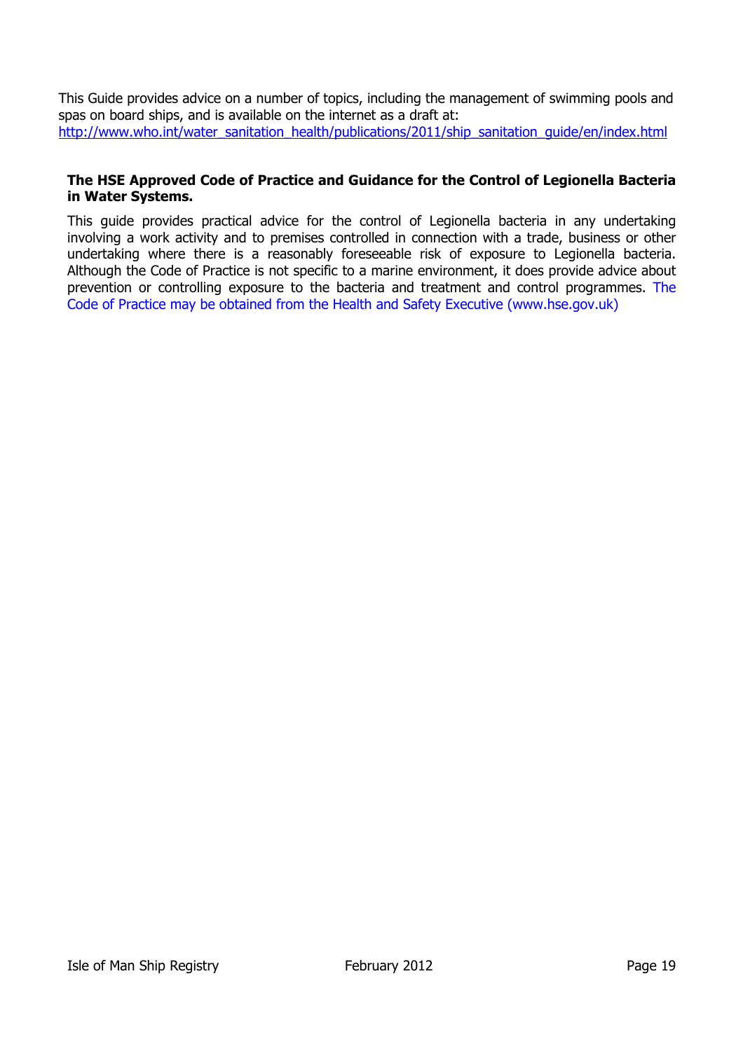This Guide provides advice on a number of topics, including the management of swimming pools and spas on board ships, and is available on the internet as a draft at:
http://www.who.int/water_sanitation_health/publications/2011/ship_sanitation_guide/en/index.html

**The HSE Approved Code of Practice and Guidance for the Control of Legionella Bacteria in Water Systems.**

This guide provides practical advice for the control of Legionella bacteria in any undertaking involving a work activity and to premises controlled in connection with a trade, business or other undertaking where there is a reasonably foreseeable risk of exposure to Legionella bacteria. Although the Code of Practice is not specific to a marine environment, it does provide advice about prevention or controlling exposure to the bacteria and treatment and control programmes. The Code of Practice may be obtained from the Health and Safety Executive (www.hse.gov.uk)